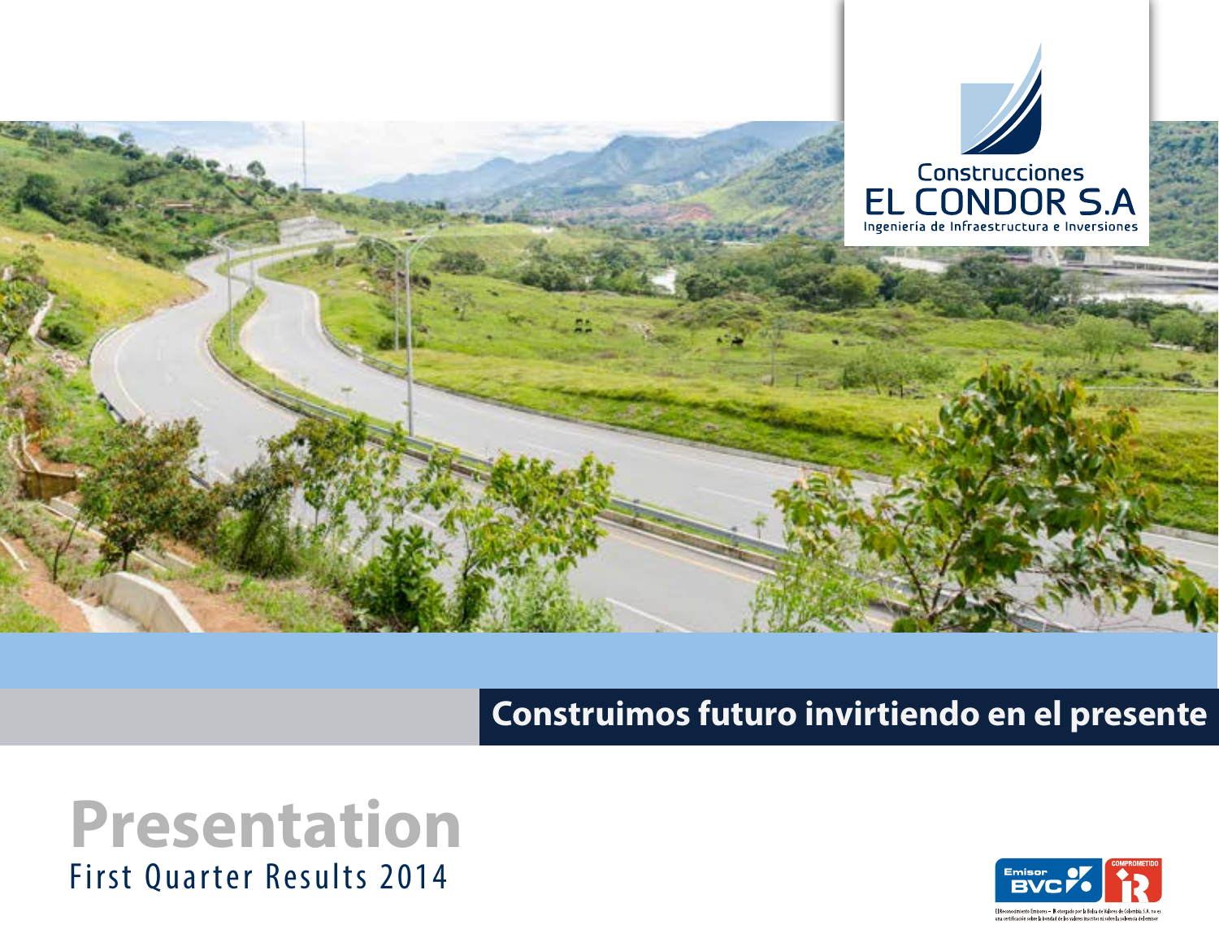Construcciones
EL CONDOR S.A
Ingeniería de Infraestructura e Inversiones

**Construimos futuro invirtiendo en el presente**

# Presentation

First Quarter Results 2014

Emisor BVC

COMPROMETIDO IR

El Reconocimiento Emisores – IR otorgado por la Bolsa de Valores de Colombia S.A. no es una certificación sobre la bondad de los valores inscritos ni sobre la solvencia del emisor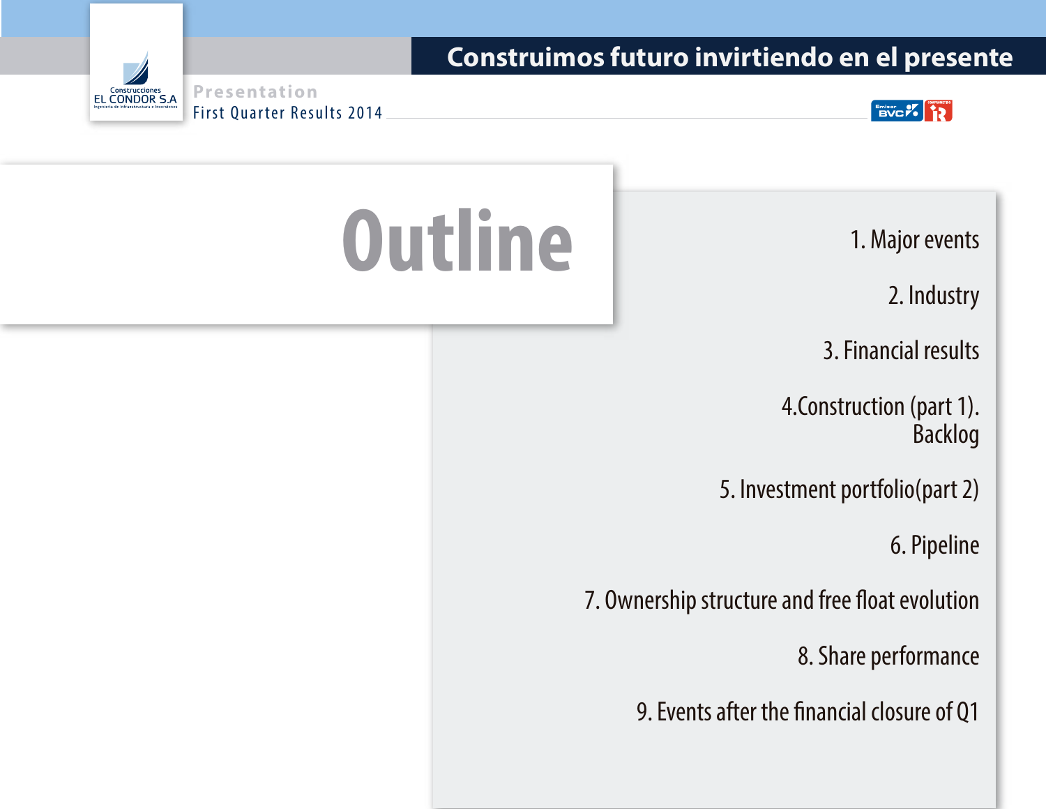# Outline

1. Major events
2. Industry
3. Financial results
4. Construction (part 1). Backlog
5. Investment portfolio(part 2)
6. Pipeline
7. Ownership structure and free float evolution
8. Share performance
9. Events after the financial closure of Q1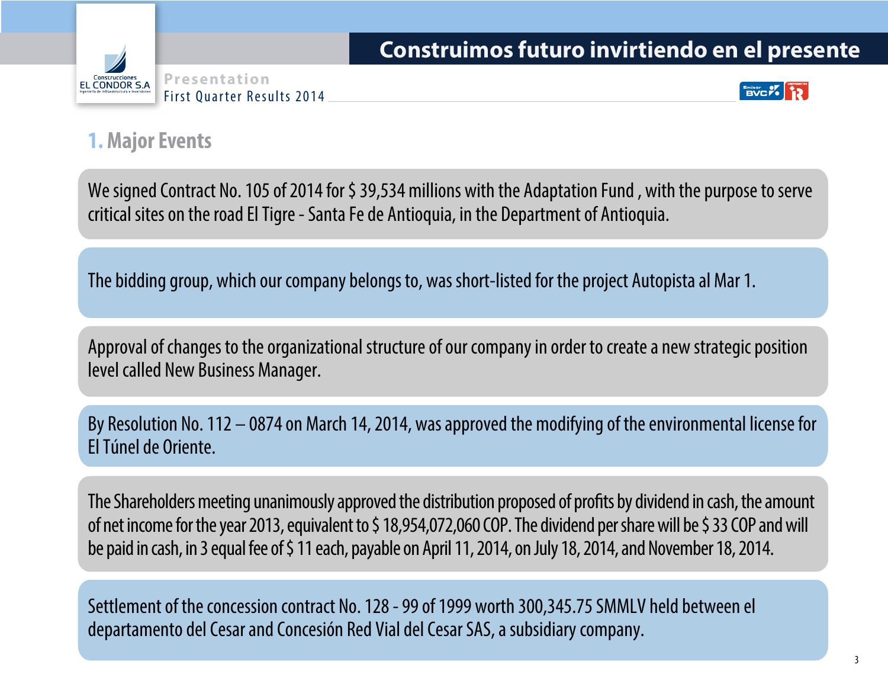## 1. Major Events

We signed Contract No. 105 of 2014 for $ 39,534 millions with the Adaptation Fund , with the purpose to serve critical sites on the road El Tigre - Santa Fe de Antioquia, in the Department of Antioquia.

The bidding group, which our company belongs to, was short-listed for the project Autopista al Mar 1.

Approval of changes to the organizational structure of our company in order to create a new strategic position level called New Business Manager.

By Resolution No. 112 – 0874 on March 14, 2014, was approved the modifying of the environmental license for El Túnel de Oriente.

The Shareholders meeting unanimously approved the distribution proposed of profits by dividend in cash, the amount of net income for the year 2013, equivalent to $ 18,954,072,060 COP. The dividend per share will be $ 33 COP and will be paid in cash, in 3 equal fee of $ 11 each, payable on April 11, 2014, on July 18, 2014, and November 18, 2014.

Settlement of the concession contract No. 128 - 99 of 1999 worth 300,345.75 SMMLV held between el departamento del Cesar and Concesión Red Vial del Cesar SAS, a subsidiary company.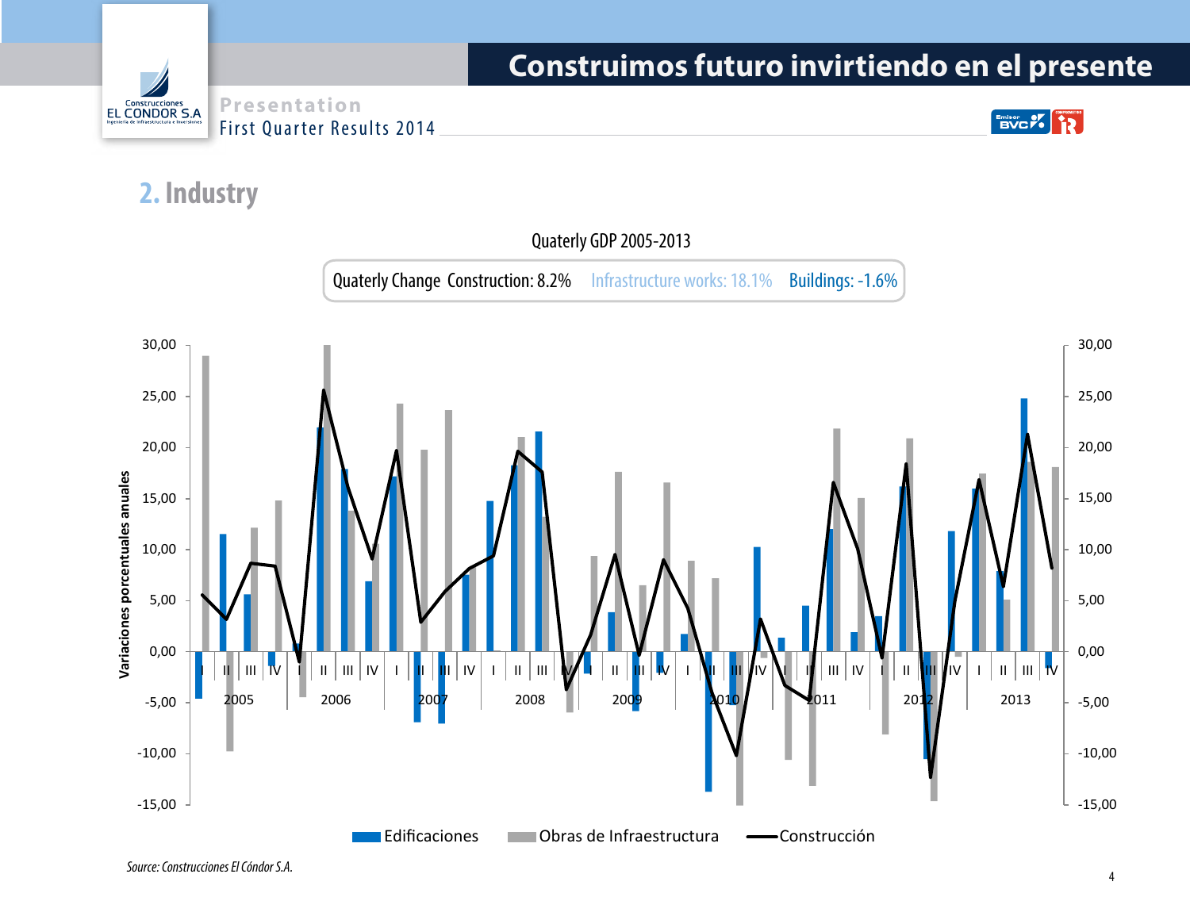## 2. Industry

Quaterly GDP 2005-2013

Quaterly Change Construction: 8.2% Infrastructure works: 18.1% Buildings: -1.6%

Edificaciones | Obras de Infraestructura | Construcción

*Source: Construcciones El Cóndor S.A.*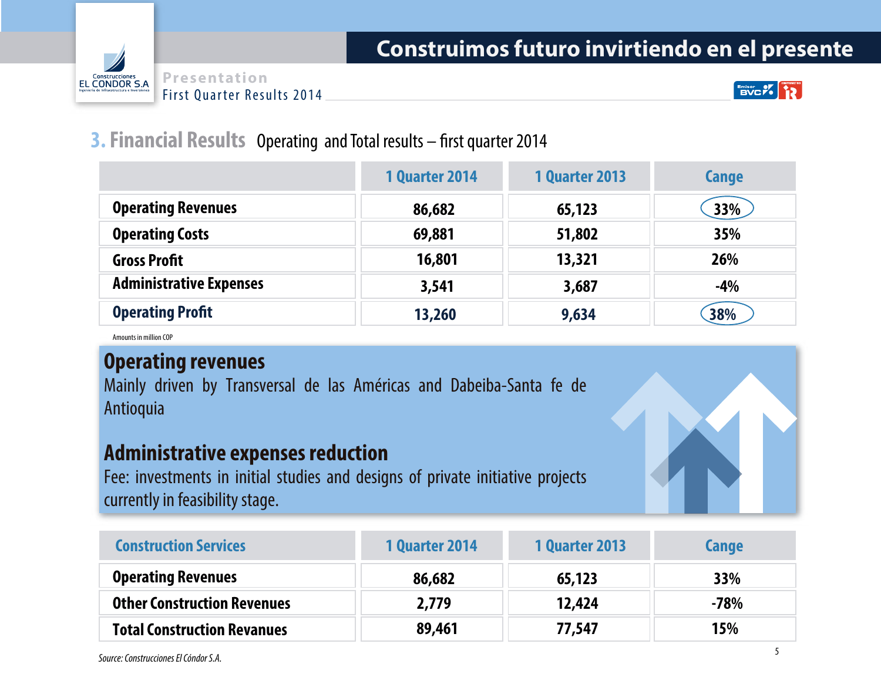## 3. Financial Results Operating and Total results – first quarter 2014

| | 1 Quarter 2014 | 1 Quarter 2013 | Cange |
|---|---|---|---|
| **Operating Revenues** | 86,682 | 65,123 | 33% |
| **Operating Costs** | 69,881 | 51,802 | 35% |
| **Gross Profit** | 16,801 | 13,321 | 26% |
| **Administrative Expenses** | 3,541 | 3,687 | -4% |
| **Operating Profit** | 13,260 | 9,634 | 38% |

Amounts in million COP

### Operating revenues

Mainly driven by Transversal de las Américas and Dabeiba-Santa fe de Antioquia

### Administrative expenses reduction

Fee: investments in initial studies and designs of private initiative projects currently in feasibility stage.

| Construction Services | 1 Quarter 2014 | 1 Quarter 2013 | Cange |
|---|---|---|---|
| **Operating Revenues** | 86,682 | 65,123 | 33% |
| **Other Construction Revenues** | 2,779 | 12,424 | -78% |
| **Total Construction Revanues** | 89,461 | 77,547 | 15% |

*Source: Construcciones El Cóndor S.A.*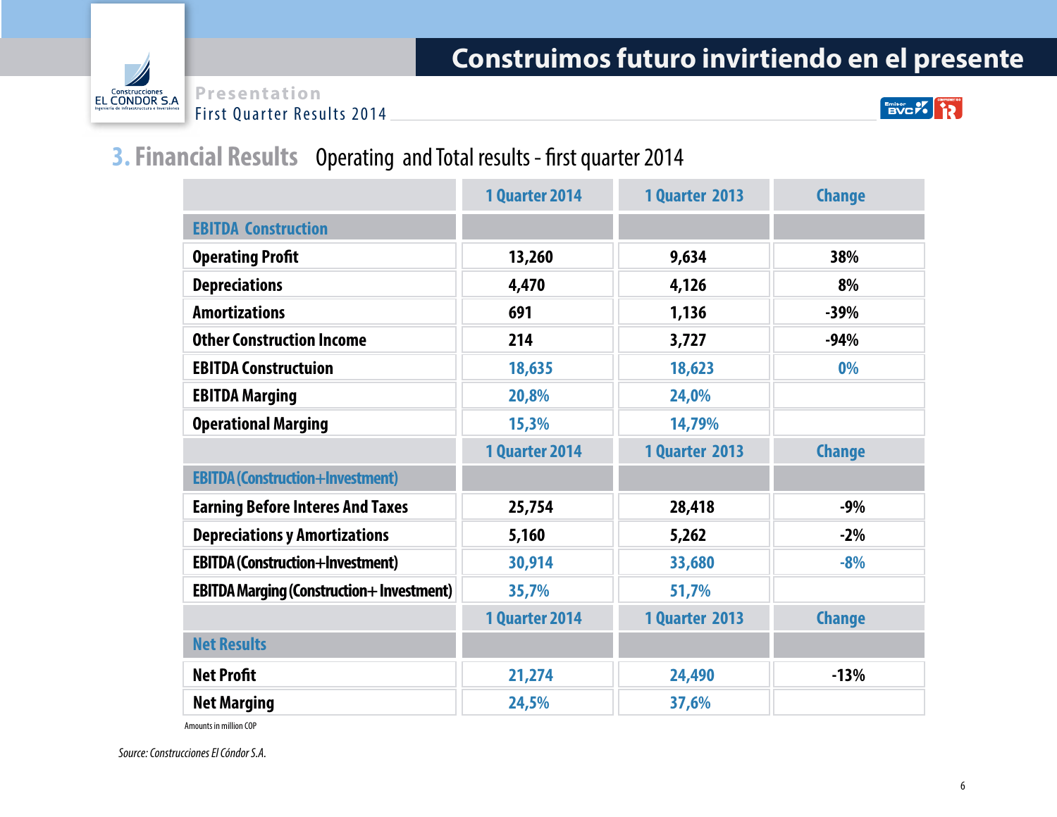## 3. Financial Results Operating and Total results - first quarter 2014

| | 1 Quarter 2014 | 1 Quarter 2013 | Change |
|---|---|---|---|
| **EBITDA Construction** | | | |
| Operating Profit | 13,260 | 9,634 | 38% |
| Depreciations | 4,470 | 4,126 | 8% |
| Amortizations | 691 | 1,136 | -39% |
| Other Construction Income | 214 | 3,727 | -94% |
| EBITDA Constructuion | 18,635 | 18,623 | 0% |
| EBITDA Marging | 20,8% | 24,0% | |
| Operational Marging | 15,3% | 14,79% | |
| | **1 Quarter 2014** | **1 Quarter 2013** | **Change** |
| **EBITDA (Construction+Investment)** | | | |
| Earning Before Interes And Taxes | 25,754 | 28,418 | -9% |
| Depreciations y Amortizations | 5,160 | 5,262 | -2% |
| EBITDA (Construction+Investment) | 30,914 | 33,680 | -8% |
| EBITDA Marging (Construction+ Investment) | 35,7% | 51,7% | |
| | **1 Quarter 2014** | **1 Quarter 2013** | **Change** |
| **Net Results** | | | |
| Net Profit | 21,274 | 24,490 | -13% |
| Net Marging | 24,5% | 37,6% | |

Amounts in million COP

*Source: Construcciones El Cóndor S.A.*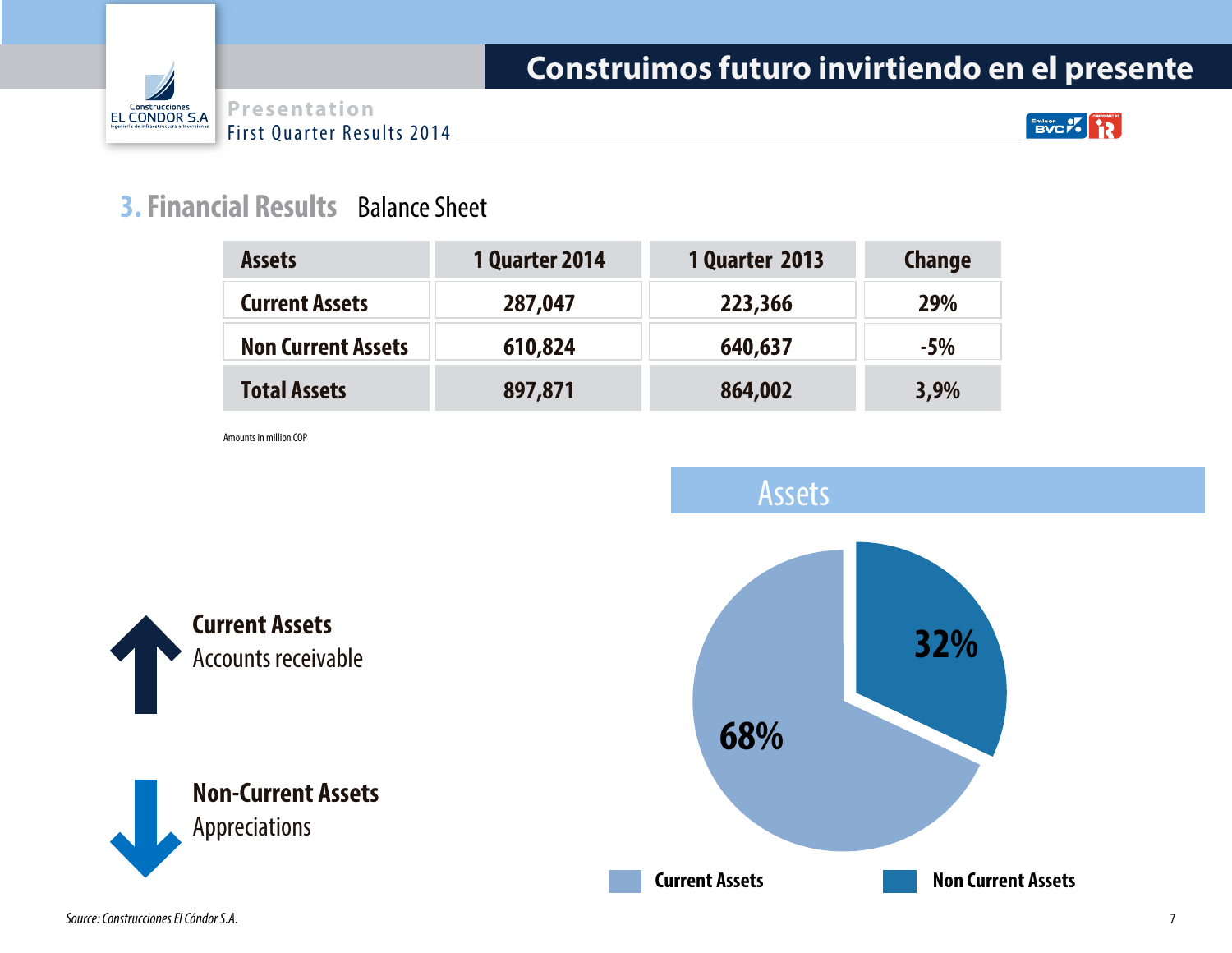## 3. Financial Results Balance Sheet

| Assets | 1 Quarter 2014 | 1 Quarter 2013 | Change |
|---|---|---|---|
| Current Assets | 287,047 | 223,366 | 29% |
| Non Current Assets | 610,824 | 640,637 | -5% |
| Total Assets | 897,871 | 864,002 | 3,9% |

Amounts in million COP

**Current Assets**
Accounts receivable

**Non-Current Assets**
Appreciations

### Assets

- Current Assets: 32%
- Non Current Assets: 68%

*Source: Construcciones El Cóndor S.A.*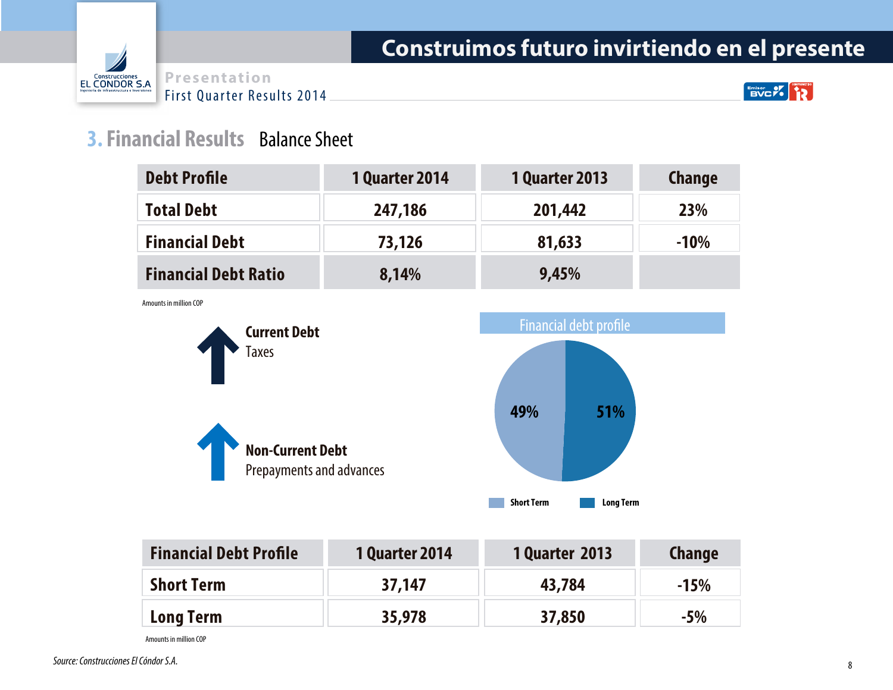## 3. Financial Results Balance Sheet

| Debt Profile | 1 Quarter 2014 | 1 Quarter 2013 | Change |
|---|---|---|---|
| Total Debt | 247,186 | 201,442 | 23% |
| Financial Debt | 73,126 | 81,633 | -10% |
| Financial Debt Ratio | 8,14% | 9,45% | |

Amounts in million COP

**Current Debt**
Taxes

**Non-Current Debt**
Prepayments and advances

Financial debt profile

49% 51%

Short Term Long Term

| Financial Debt Profile | 1 Quarter 2014 | 1 Quarter 2013 | Change |
|---|---|---|---|
| Short Term | 37,147 | 43,784 | -15% |
| Long Term | 35,978 | 37,850 | -5% |

Amounts in million COP

*Source: Construcciones El Cóndor S.A.*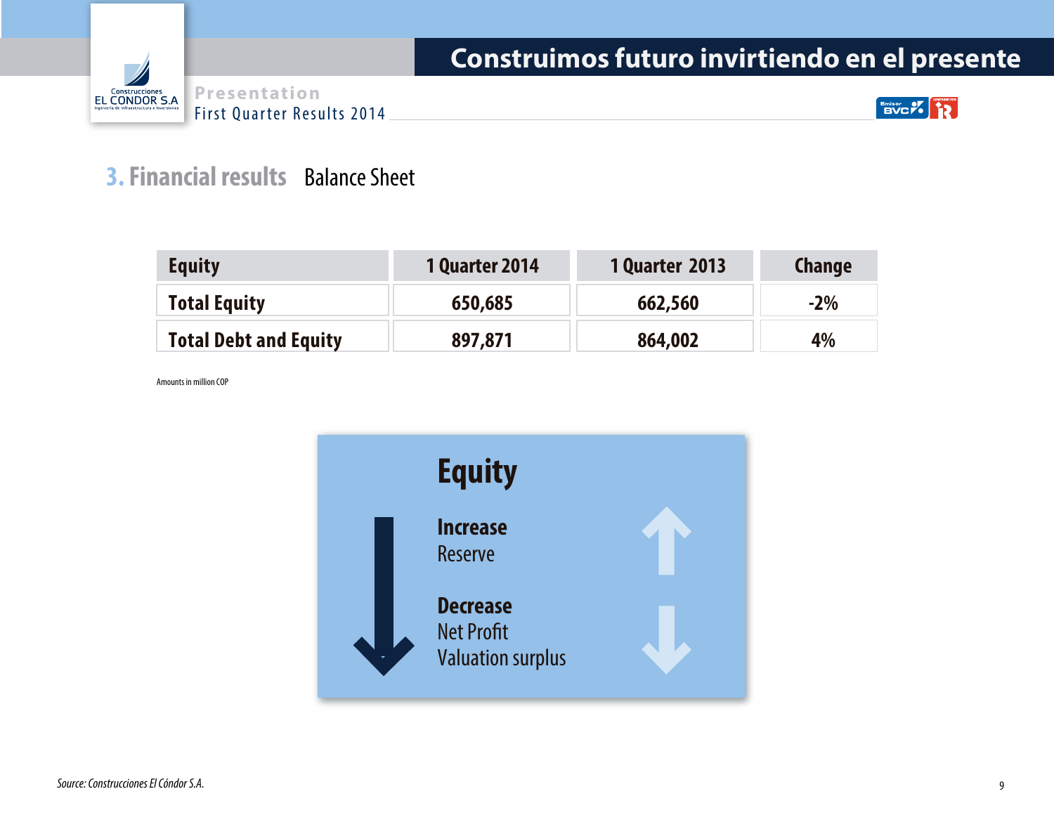## 3. Financial results Balance Sheet

| Equity | 1 Quarter 2014 | 1 Quarter 2013 | Change |
|---|---|---|---|
| Total Equity | 650,685 | 662,560 | -2% |
| Total Debt and Equity | 897,871 | 864,002 | 4% |

Amounts in million COP

**Equity**

**Increase**
Reserve

**Decrease**
Net Profit
Valuation surplus

*Source: Construcciones El Cóndor S.A.*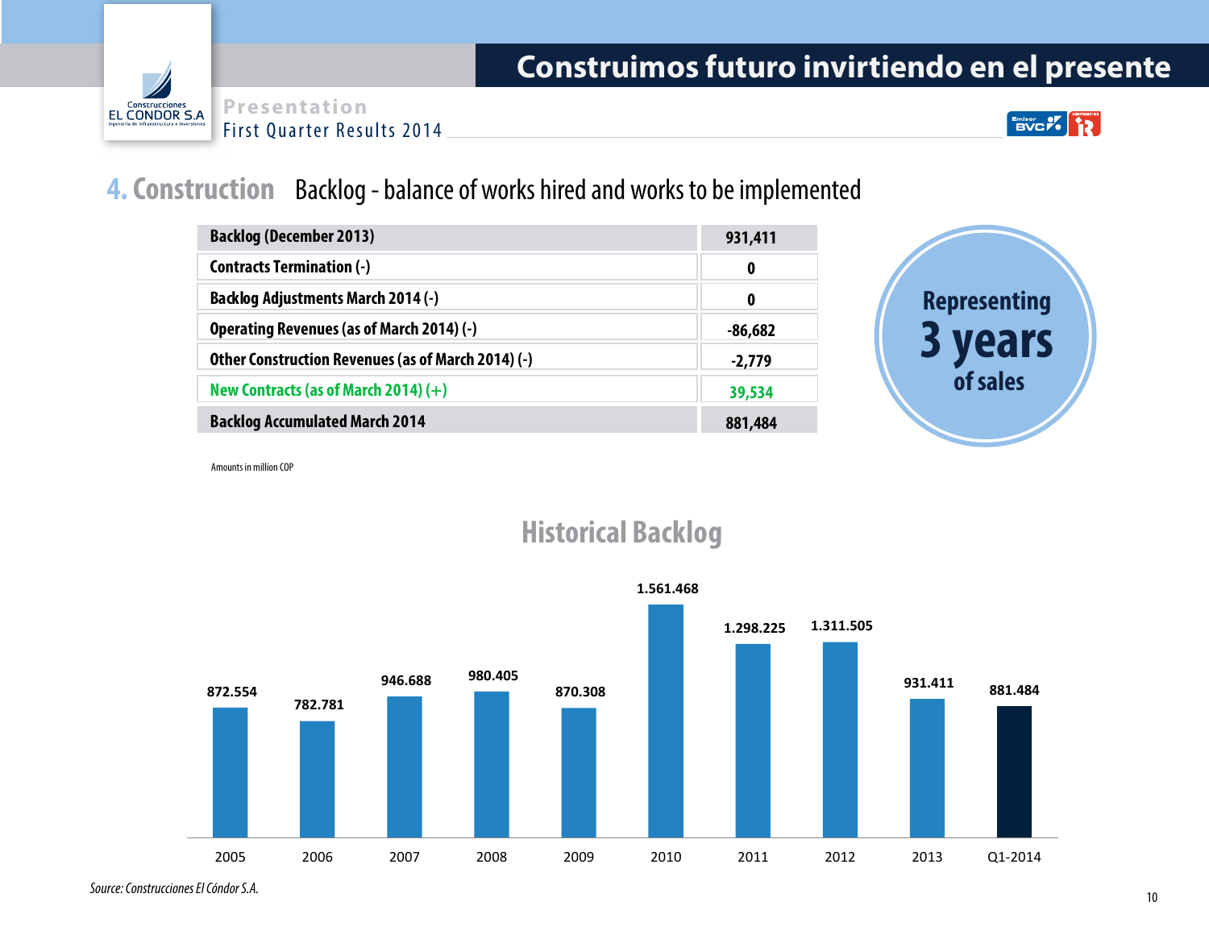## 4. Construction Backlog - balance of works hired and works to be implemented

| Backlog (December 2013) | 931,411 |
|---|---|
| Contracts Termination (-) | 0 |
| Backlog Adjustments March 2014 (-) | 0 |
| Operating Revenues (as of March 2014) (-) | -86,682 |
| Other Construction Revenues (as of March 2014) (-) | -2,779 |
| New Contracts (as of March 2014) (+) | 39,534 |
| Backlog Accumulated March 2014 | 881,484 |

Amounts in million COP

Representing **3 years** of sales

### Historical Backlog

| Year | Backlog |
|---|---|
| 2005 | 872.554 |
| 2006 | 782.781 |
| 2007 | 946.688 |
| 2008 | 980.405 |
| 2009 | 870.308 |
| 2010 | 1.561.468 |
| 2011 | 1.298.225 |
| 2012 | 1.311.505 |
| 2013 | 931.411 |
| Q1-2014 | 881.484 |

*Source: Construcciones El Cóndor S.A.*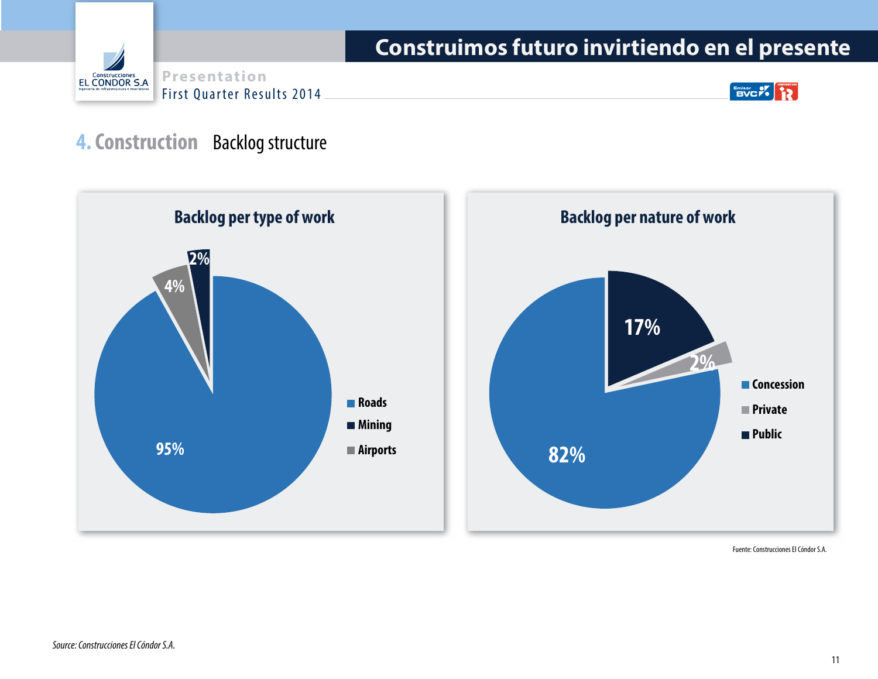## 4. Construction Backlog structure

### Backlog per type of work

| Type of work | Share |
|---|---|
| Roads | 95% |
| Mining | 2% |
| Airports | 4% |

### Backlog per nature of work

| Nature of work | Share |
|---|---|
| Concession | 82% |
| Private | 2% |
| Public | 17% |

Fuente: Construcciones El Cóndor S.A.

*Source: Construcciones El Cóndor S.A.*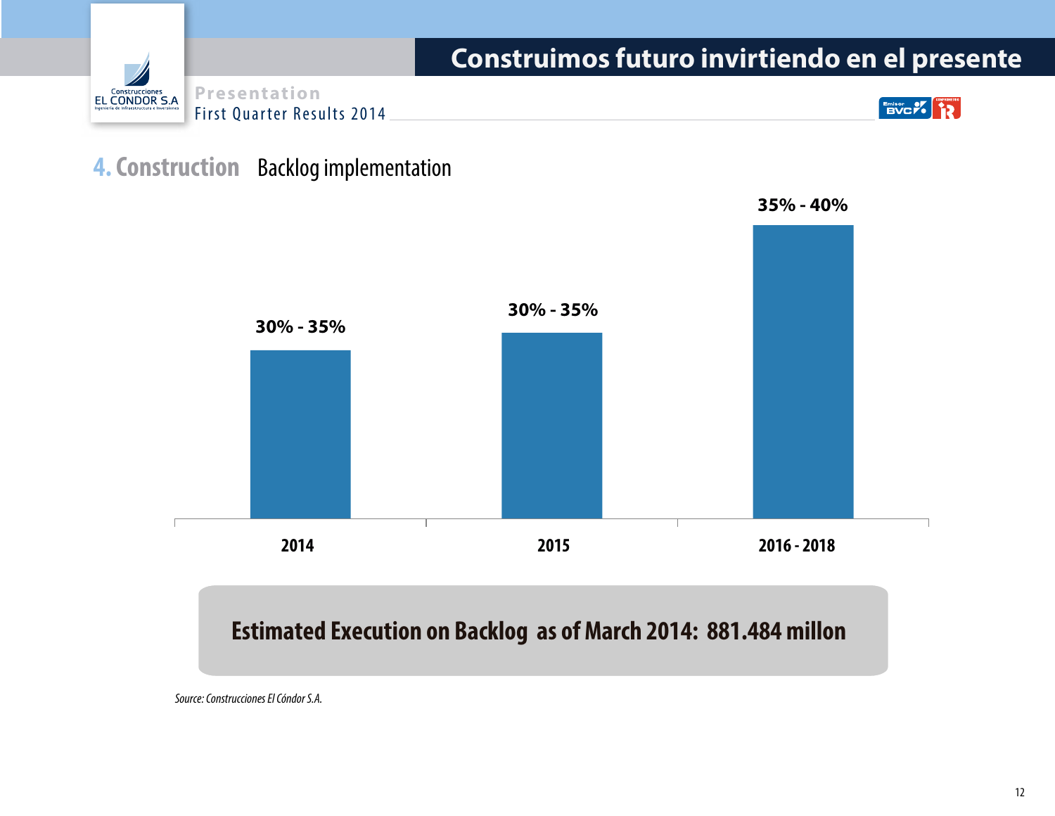## 4. Construction Backlog implementation

| 2014 | 2015 | 2016 - 2018 |
| --- | --- | --- |
| 30% - 35% | 30% - 35% | 35% - 40% |

**Estimated Execution on Backlog as of March 2014: 881.484 millon**

*Source: Construcciones El Cóndor S.A.*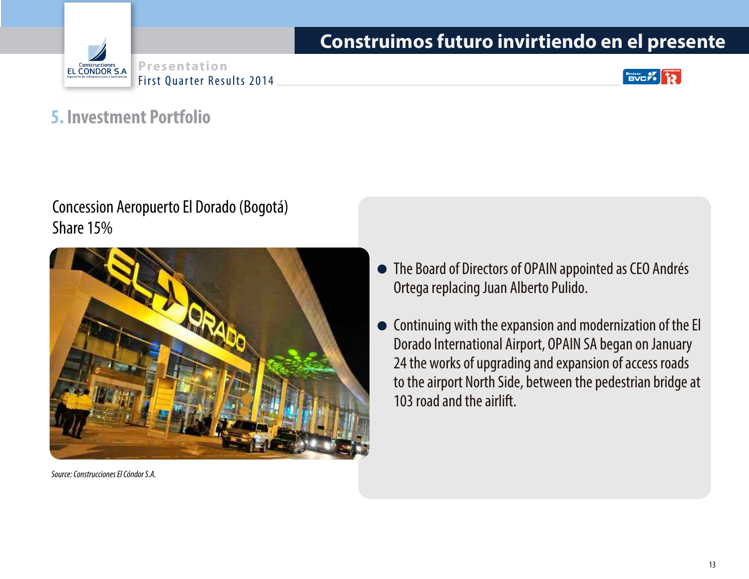## 5. Investment Portfolio

Concession Aeropuerto El Dorado (Bogotá)
Share 15%

*Source: Construcciones El Cóndor S.A.*

- The Board of Directors of OPAIN appointed as CEO Andrés Ortega replacing Juan Alberto Pulido.
- Continuing with the expansion and modernization of the El Dorado International Airport, OPAIN SA began on January 24 the works of upgrading and expansion of access roads to the airport North Side, between the pedestrian bridge at 103 road and the airlift.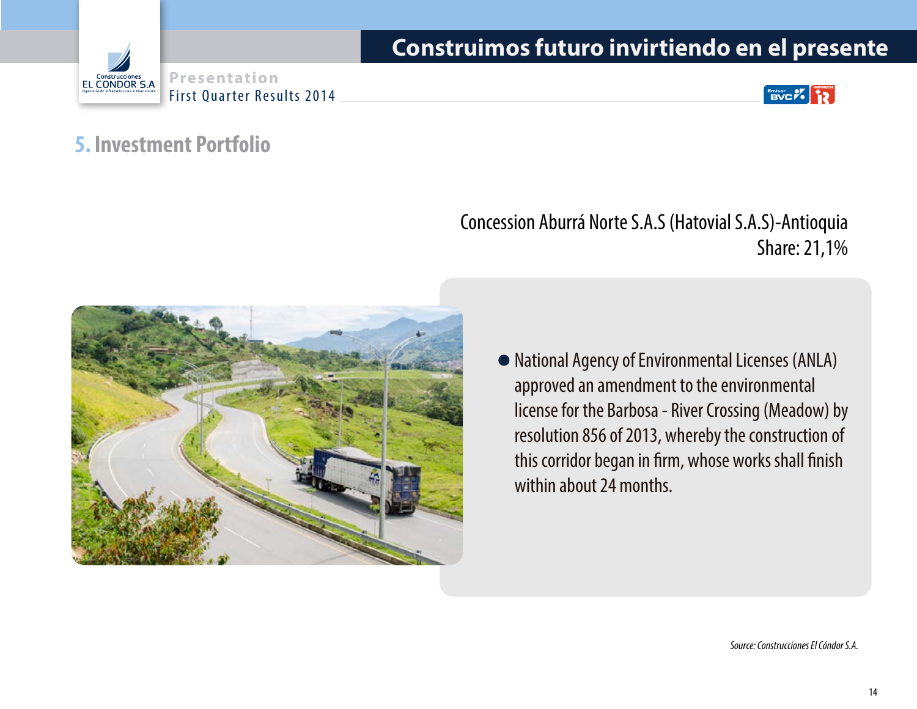## 5. Investment Portfolio

Concession Aburrá Norte S.A.S (Hatovial S.A.S)-Antioquia
Share: 21,1%

- National Agency of Environmental Licenses (ANLA) approved an amendment to the environmental license for the Barbosa - River Crossing (Meadow) by resolution 856 of 2013, whereby the construction of this corridor began in firm, whose works shall finish within about 24 months.

*Source: Construcciones El Cóndor S.A.*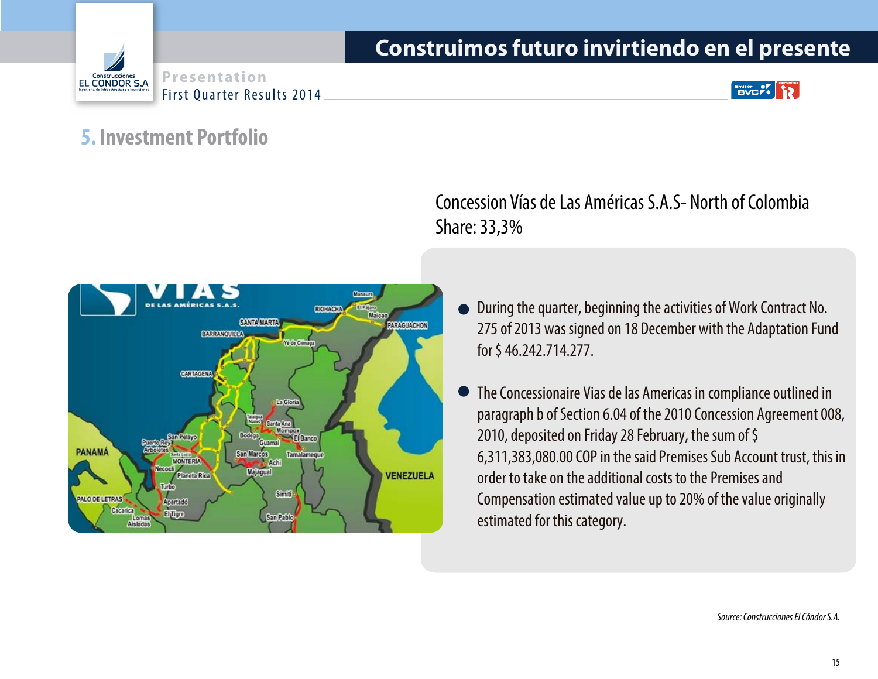## 5. Investment Portfolio

Concession Vías de Las Américas S.A.S- North of Colombia
Share: 33,3%

- During the quarter, beginning the activities of Work Contract No. 275 of 2013 was signed on 18 December with the Adaptation Fund for $ 46.242.714.277.

- The Concessionaire Vias de las Americas in compliance outlined in paragraph b of Section 6.04 of the 2010 Concession Agreement 008, 2010, deposited on Friday 28 February, the sum of $ 6,311,383,080.00 COP in the said Premises Sub Account trust, this in order to take on the additional costs to the Premises and Compensation estimated value up to 20% of the value originally estimated for this category.

*Source: Construcciones El Cóndor S.A.*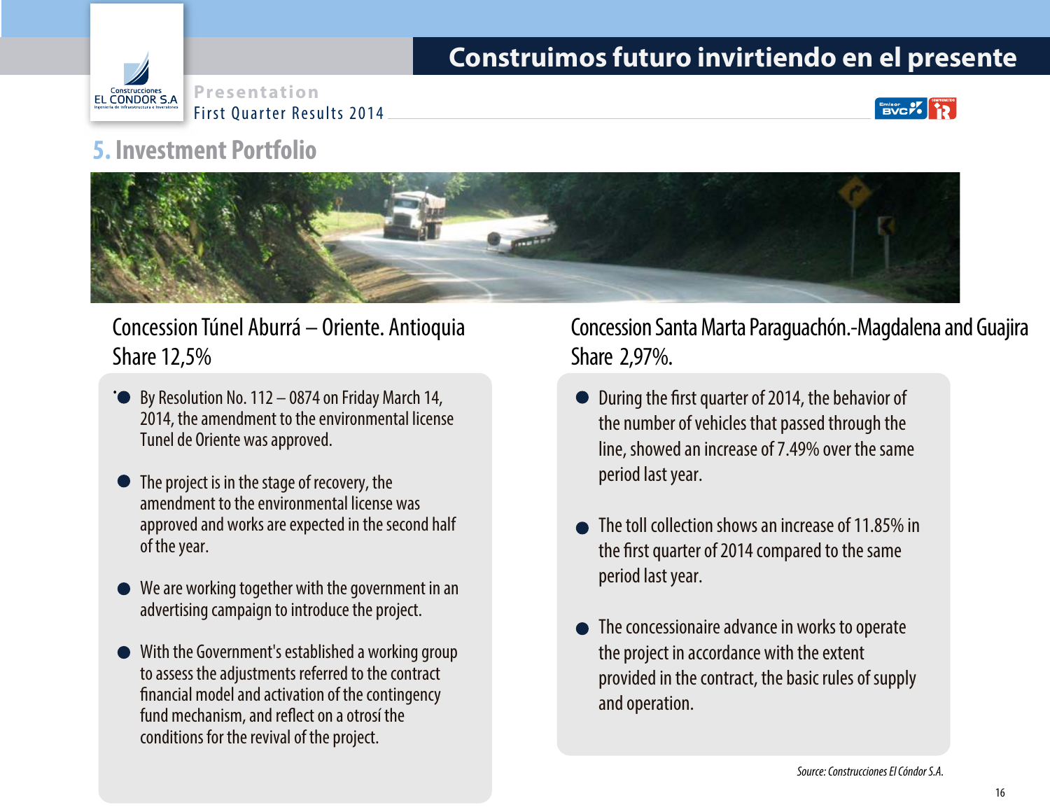## 5. Investment Portfolio

### Concession Túnel Aburrá – Oriente. Antioquia
### Share 12,5%

- By Resolution No. 112 – 0874 on Friday March 14, 2014, the amendment to the environmental license Tunel de Oriente was approved.
- The project is in the stage of recovery, the amendment to the environmental license was approved and works are expected in the second half of the year.
- We are working together with the government in an advertising campaign to introduce the project.
- With the Government's established a working group to assess the adjustments referred to the contract financial model and activation of the contingency fund mechanism, and reflect on a otrosí the conditions for the revival of the project.

### Concession Santa Marta Paraguachón.-Magdalena and Guajira
### Share 2,97%.

- During the first quarter of 2014, the behavior of the number of vehicles that passed through the line, showed an increase of 7.49% over the same period last year.
- The toll collection shows an increase of 11.85% in the first quarter of 2014 compared to the same period last year.
- The concessionaire advance in works to operate the project in accordance with the extent provided in the contract, the basic rules of supply and operation.

*Source: Construcciones El Cóndor S.A.*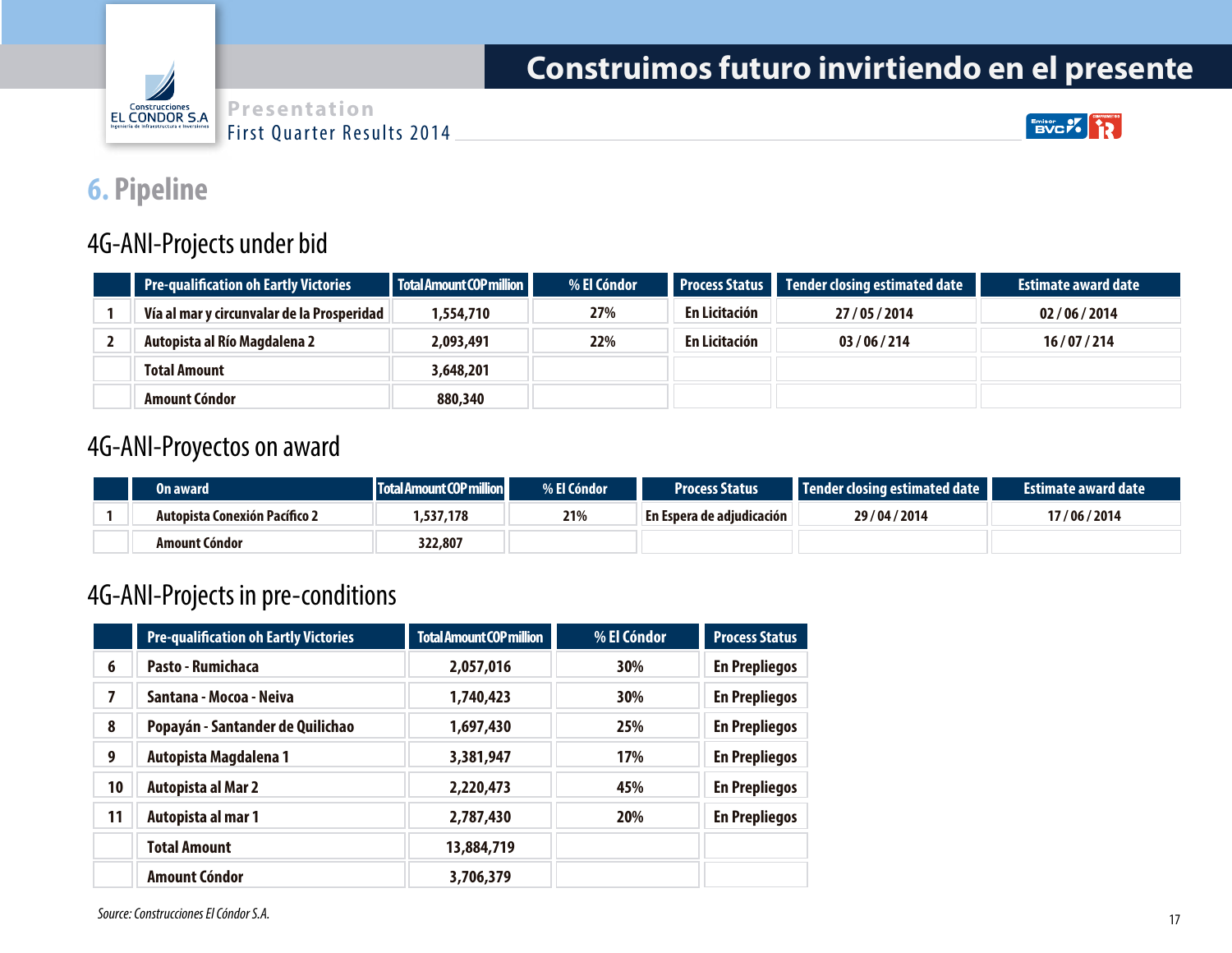## 6. Pipeline

### 4G-ANI-Projects under bid

| | Pre-qualification oh Eartly Victories | Total Amount COP million | % El Cóndor | Process Status | Tender closing estimated date | Estimate award date |
|---|---|---|---|---|---|---|
| 1 | Vía al mar y circunvalar de la Prosperidad | 1,554,710 | 27% | En Licitación | 27 / 05 / 2014 | 02 / 06 / 2014 |
| 2 | Autopista al Río Magdalena 2 | 2,093,491 | 22% | En Licitación | 03 / 06 / 214 | 16 / 07 / 214 |
| | Total Amount | 3,648,201 | | | | |
| | Amount Cóndor | 880,340 | | | | |

### 4G-ANI-Proyectos on award

| | On award | Total Amount COP million | % El Cóndor | Process Status | Tender closing estimated date | Estimate award date |
|---|---|---|---|---|---|---|
| 1 | Autopista Conexión Pacífico 2 | 1,537,178 | 21% | En Espera de adjudicación | 29 / 04 / 2014 | 17 / 06 / 2014 |
| | Amount Cóndor | 322,807 | | | | |

### 4G-ANI-Projects in pre-conditions

| | Pre-qualification oh Eartly Victories | Total Amount COP million | % El Cóndor | Process Status |
|---|---|---|---|---|
| 6 | Pasto - Rumichaca | 2,057,016 | 30% | En Prepliegos |
| 7 | Santana - Mocoa - Neiva | 1,740,423 | 30% | En Prepliegos |
| 8 | Popayán - Santander de Quilichao | 1,697,430 | 25% | En Prepliegos |
| 9 | Autopista Magdalena 1 | 3,381,947 | 17% | En Prepliegos |
| 10 | Autopista al Mar 2 | 2,220,473 | 45% | En Prepliegos |
| 11 | Autopista al mar 1 | 2,787,430 | 20% | En Prepliegos |
| | Total Amount | 13,884,719 | | |
| | Amount Cóndor | 3,706,379 | | |

*Source: Construcciones El Cóndor S.A.*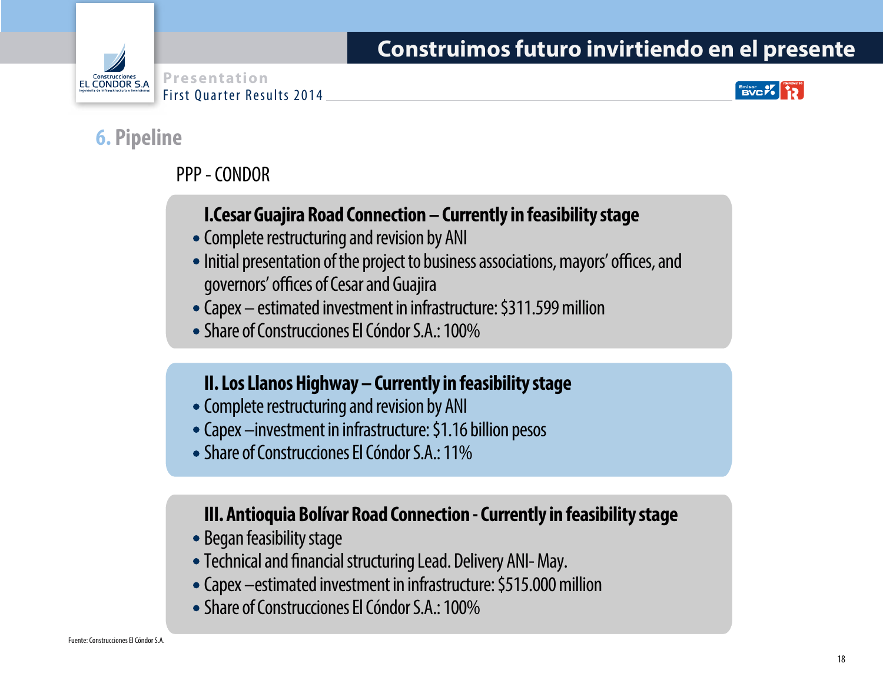## 6. Pipeline

PPP - CONDOR

### I.Cesar Guajira Road Connection – Currently in feasibility stage

- Complete restructuring and revision by ANI
- Initial presentation of the project to business associations, mayors' offices, and governors' offices of Cesar and Guajira
- Capex – estimated investment in infrastructure: $311.599 million
- Share of Construcciones El Cóndor S.A.: 100%

### II. Los Llanos Highway – Currently in feasibility stage

- Complete restructuring and revision by ANI
- Capex –investment in infrastructure: $1.16 billion pesos
- Share of Construcciones El Cóndor S.A.: 11%

### III. Antioquia Bolívar Road Connection - Currently in feasibility stage

- Began feasibility stage
- Technical and financial structuring Lead. Delivery ANI- May.
- Capex –estimated investment in infrastructure: $515.000 million
- Share of Construcciones El Cóndor S.A.: 100%

Fuente: Construcciones El Cóndor S.A.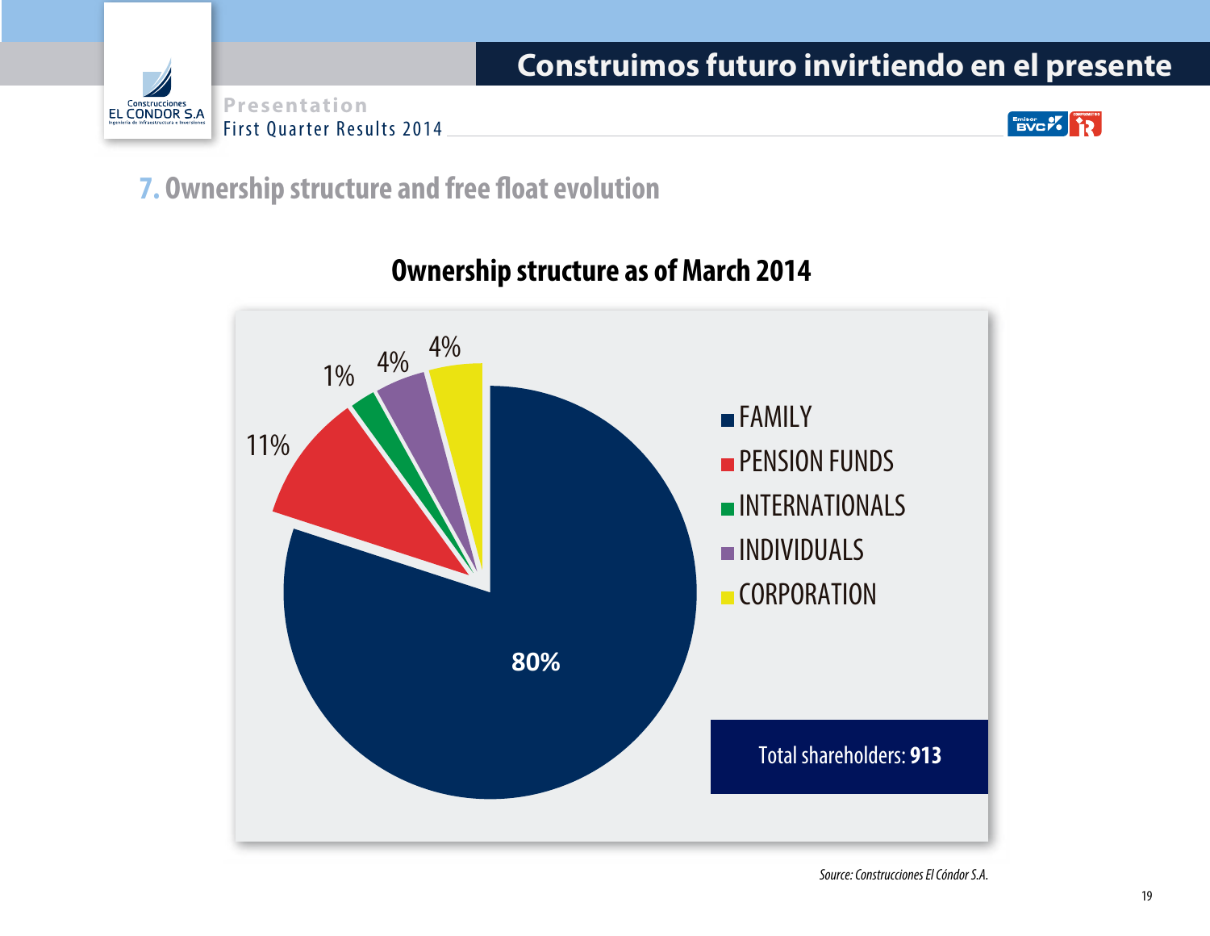## 7. Ownership structure and free float evolution

### Ownership structure as of March 2014

| Shareholder | % |
|---|---|
| FAMILY | 80% |
| PENSION FUNDS | 11% |
| INTERNATIONALS | 1% |
| INDIVIDUALS | 4% |
| CORPORATION | 4% |

Total shareholders: **913**

*Source: Construcciones El Cóndor S.A.*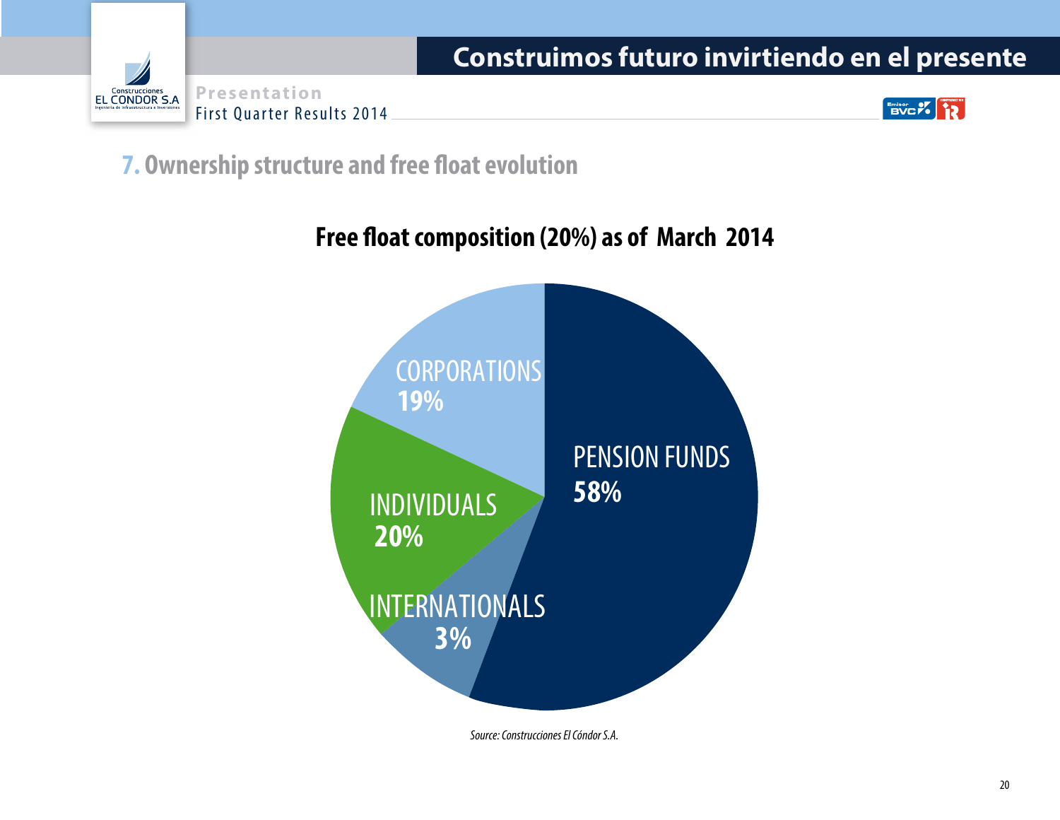## 7. Ownership structure and free float evolution

### Free float composition (20%) as of March 2014

| Holder | Share |
|---|---|
| PENSION FUNDS | 58% |
| CORPORATIONS | 19% |
| INDIVIDUALS | 20% |
| INTERNATIONALS | 3% |

*Source: Construcciones El Cóndor S.A.*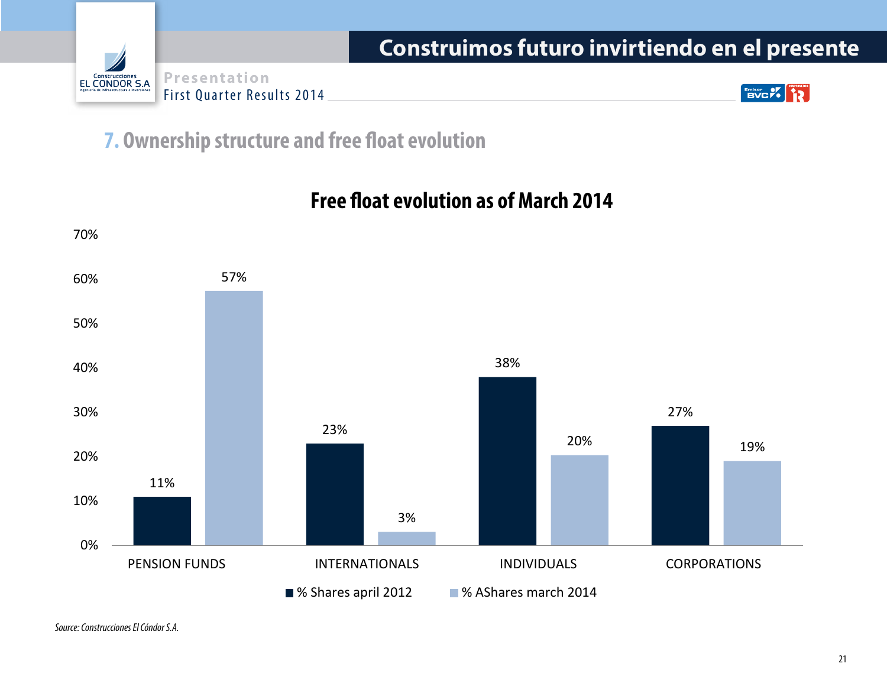## 7. Ownership structure and free float evolution

### Free float evolution as of March 2014

| | % Shares april 2012 | % AShares march 2014 |
|---|---|---|
| PENSION FUNDS | 11% | 57% |
| INTERNATIONALS | 23% | 3% |
| INDIVIDUALS | 38% | 20% |
| CORPORATIONS | 27% | 19% |

*Source: Construcciones El Cóndor S.A.*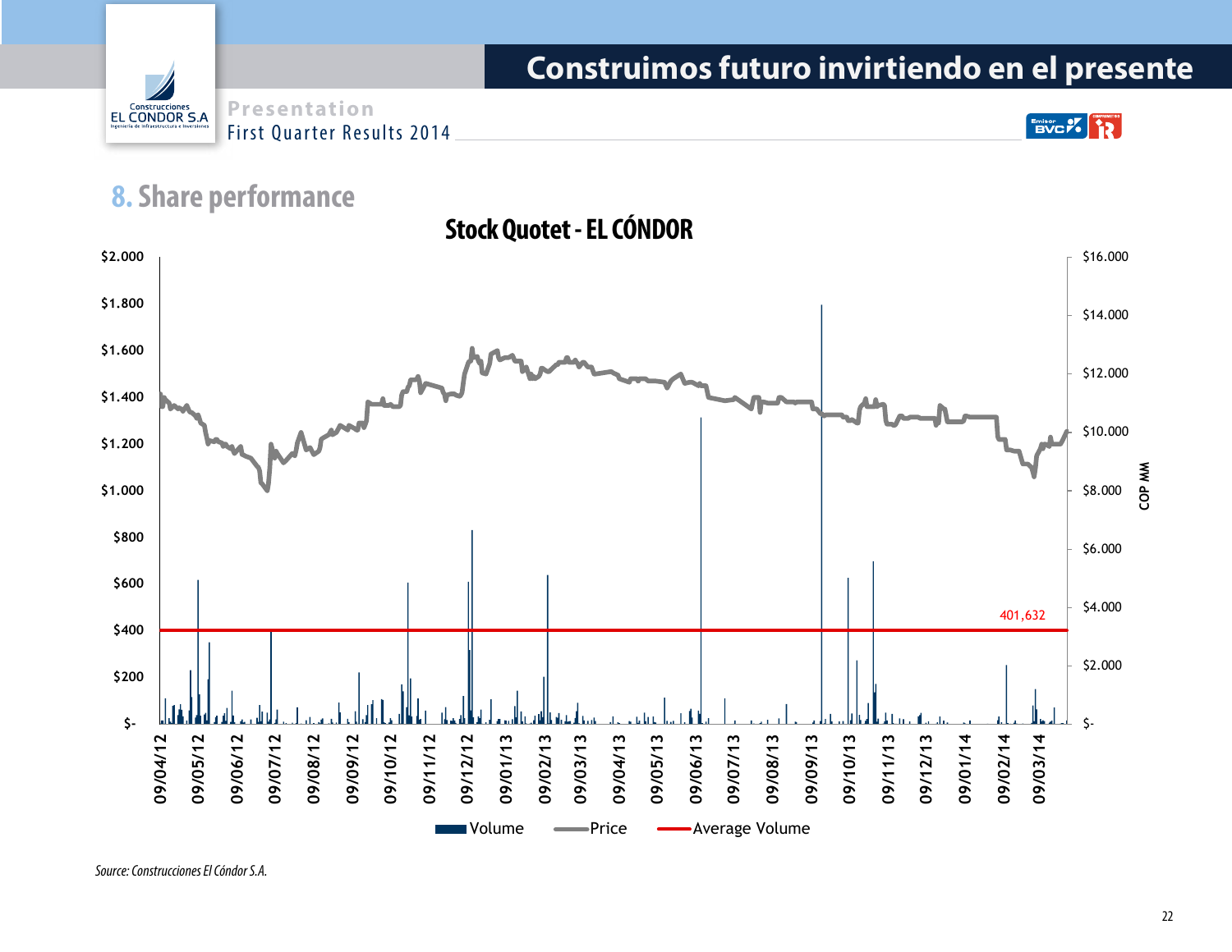# Construimos futuro invirtiendo en el presente

Presentation

First Quarter Results 2014

## 8. Share performance

**Stock Quotet - EL CÓNDOR**

Left axis: $2.000, $1.800, $1.600, $1.400, $1.200, $1.000, $800, $600, $400, $200, $-

Right axis (COP MM): $16.000, $14.000, $12.000, $10.000, $8.000, $6.000, $4.000, $2.000, $-

Average volume: 401,632

X axis: 09/04/12, 09/05/12, 09/06/12, 09/07/12, 09/08/12, 09/09/12, 09/10/12, 09/11/12, 09/12/12, 09/01/13, 09/02/13, 09/03/13, 09/04/13, 09/05/13, 09/06/13, 09/07/13, 09/08/13, 09/09/13, 09/10/13, 09/11/13, 09/12/13, 09/01/14, 09/02/14, 09/03/14

Legend: Volume, Price, Average Volume

*Source: Construcciones El Cóndor S.A.*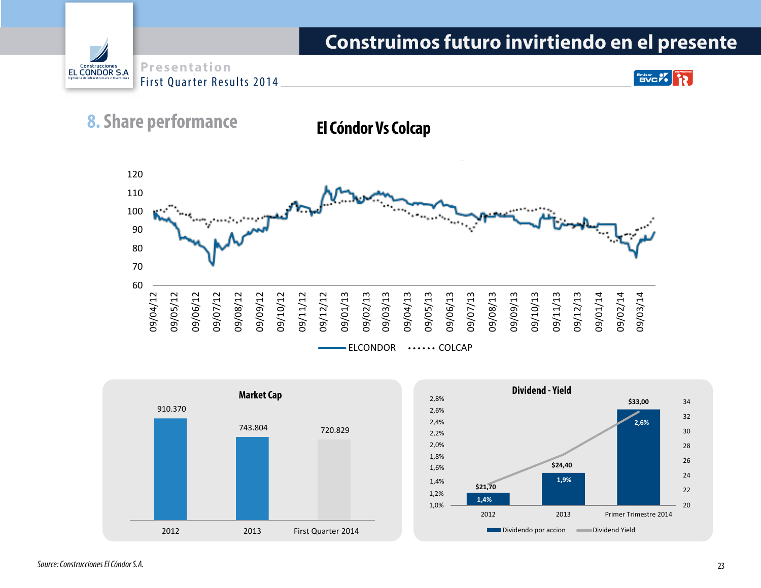## 8. Share performance

### El Cóndor Vs Colcap

ELCONDOR ...... COLCAP

### Market Cap

| 2012 | 2013 | First Quarter 2014 |
|---|---|---|
| 910.370 | 743.804 | 720.829 |

### Dividend - Yield

| | 2012 | 2013 | Primer Trimestre 2014 |
|---|---|---|---|
| Dividendo por accion | $21,70 | $24,40 | $33,00 |
| Dividend Yield | 1,4% | 1,9% | 2,6% |

*Source: Construcciones El Cóndor S.A.*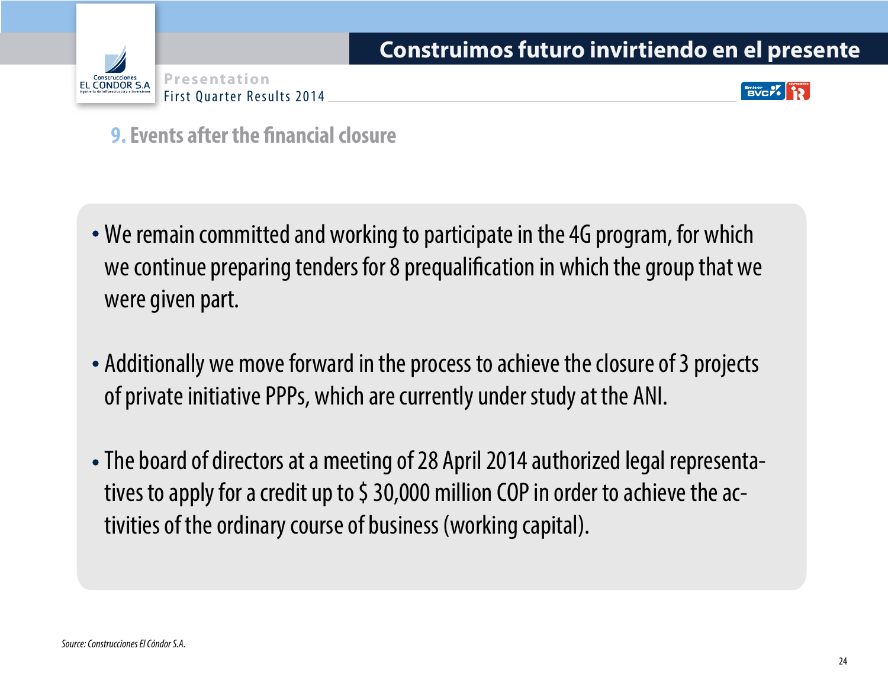## 9. Events after the financial closure

- We remain committed and working to participate in the 4G program, for which we continue preparing tenders for 8 prequalification in which the group that we were given part.
- Additionally we move forward in the process to achieve the closure of 3 projects of private initiative PPPs, which are currently under study at the ANI.
- The board of directors at a meeting of 28 April 2014 authorized legal representatives to apply for a credit up to $ 30,000 million COP in order to achieve the activities of the ordinary course of business (working capital).

*Source: Construcciones El Cóndor S.A.*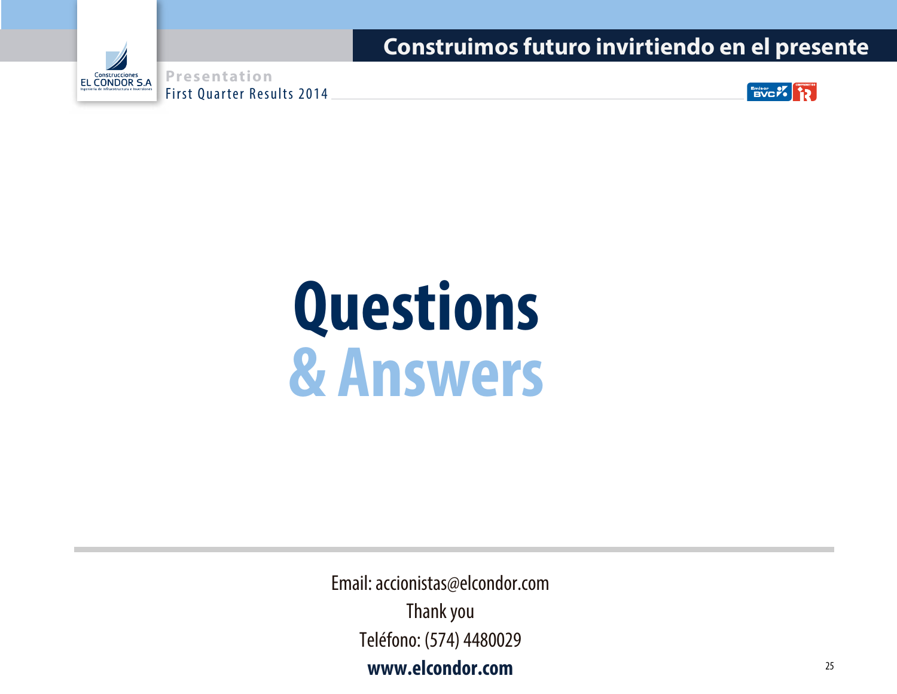# Questions
# & Answers

Email: accionistas@elcondor.com

Thank you

Teléfono: (574) 4480029

**www.elcondor.com**